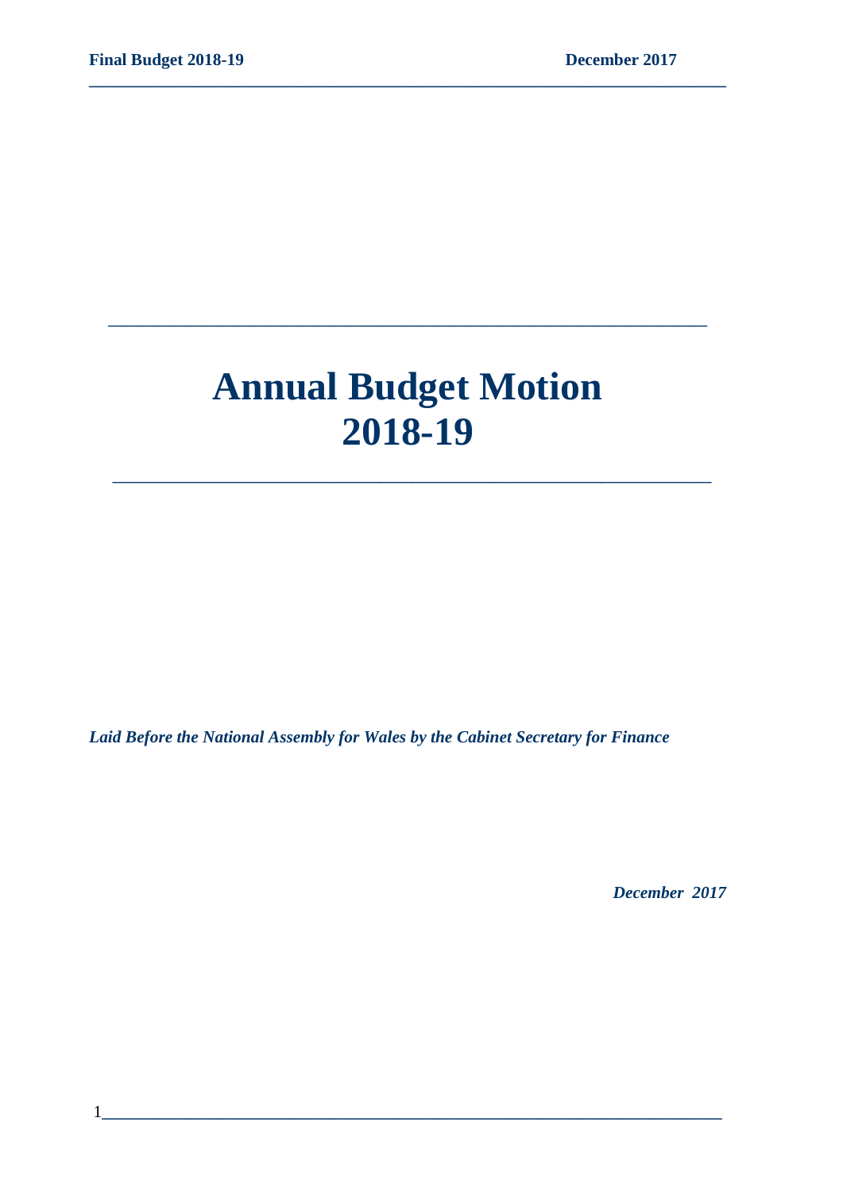# Annual Budget Motion 2018-19

*Laid Before the National Assembly for Wales by the Cabinet Secretary for Finance*

*December 2017*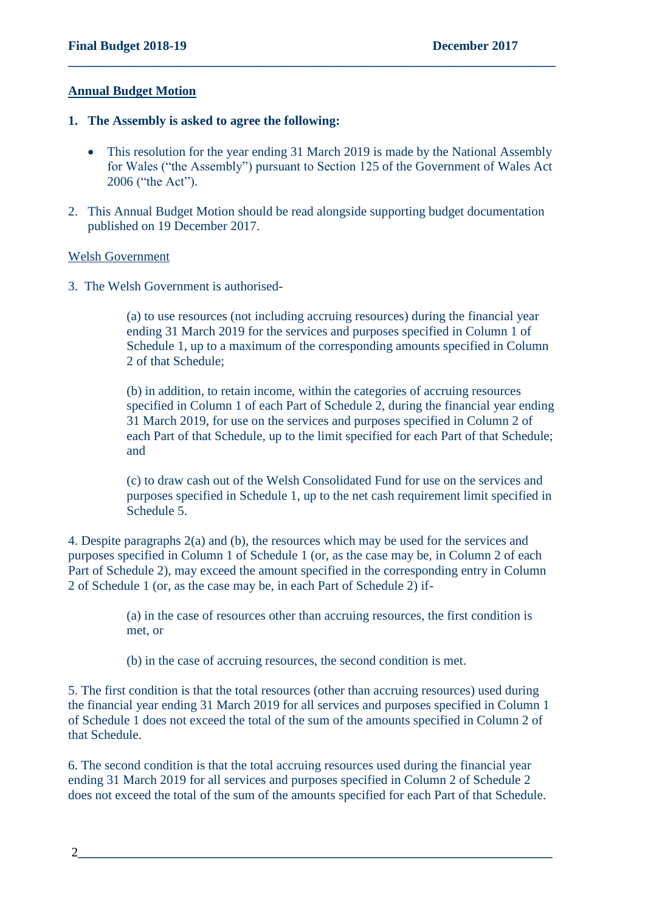## Annual Budget Motion

1. **The Assembly is asked to agree the following:**

   - This resolution for the year ending 31 March 2019 is made by the National Assembly for Wales ("the Assembly") pursuant to Section 125 of the Government of Wales Act 2006 ("the Act").

2. This Annual Budget Motion should be read alongside supporting budget documentation published on 19 December 2017.

Welsh Government

3. The Welsh Government is authorised-

   (a) to use resources (not including accruing resources) during the financial year ending 31 March 2019 for the services and purposes specified in Column 1 of Schedule 1, up to a maximum of the corresponding amounts specified in Column 2 of that Schedule;

   (b) in addition, to retain income, within the categories of accruing resources specified in Column 1 of each Part of Schedule 2, during the financial year ending 31 March 2019, for use on the services and purposes specified in Column 2 of each Part of that Schedule, up to the limit specified for each Part of that Schedule; and

   (c) to draw cash out of the Welsh Consolidated Fund for use on the services and purposes specified in Schedule 1, up to the net cash requirement limit specified in Schedule 5.

4. Despite paragraphs 2(a) and (b), the resources which may be used for the services and purposes specified in Column 1 of Schedule 1 (or, as the case may be, in Column 2 of each Part of Schedule 2), may exceed the amount specified in the corresponding entry in Column 2 of Schedule 1 (or, as the case may be, in each Part of Schedule 2) if-

   (a) in the case of resources other than accruing resources, the first condition is met, or

   (b) in the case of accruing resources, the second condition is met.

5. The first condition is that the total resources (other than accruing resources) used during the financial year ending 31 March 2019 for all services and purposes specified in Column 1 of Schedule 1 does not exceed the total of the sum of the amounts specified in Column 2 of that Schedule.

6. The second condition is that the total accruing resources used during the financial year ending 31 March 2019 for all services and purposes specified in Column 2 of Schedule 2 does not exceed the total of the sum of the amounts specified for each Part of that Schedule.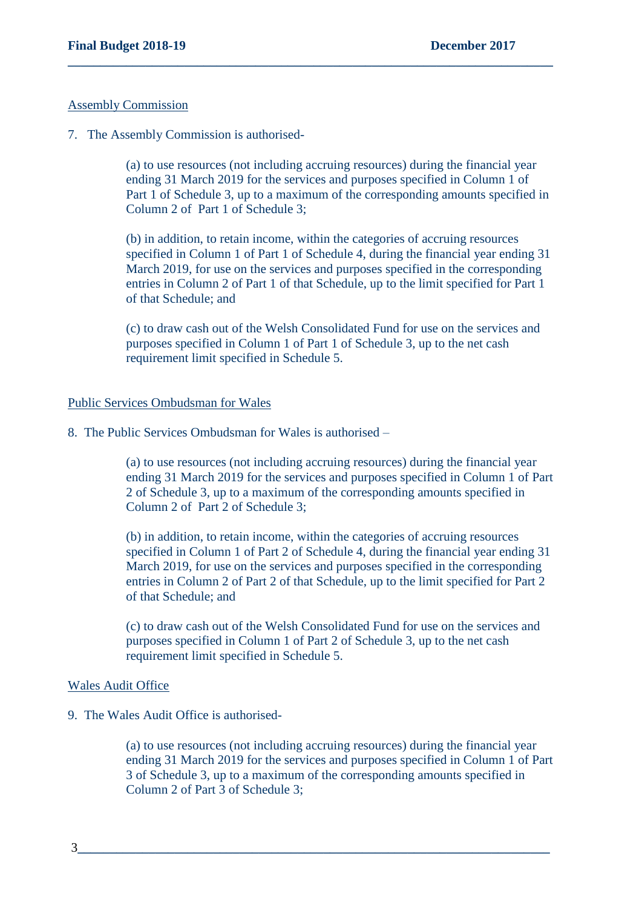Assembly Commission

7. The Assembly Commission is authorised-

(a) to use resources (not including accruing resources) during the financial year ending 31 March 2019 for the services and purposes specified in Column 1 of Part 1 of Schedule 3, up to a maximum of the corresponding amounts specified in Column 2 of Part 1 of Schedule 3;

(b) in addition, to retain income, within the categories of accruing resources specified in Column 1 of Part 1 of Schedule 4, during the financial year ending 31 March 2019, for use on the services and purposes specified in the corresponding entries in Column 2 of Part 1 of that Schedule, up to the limit specified for Part 1 of that Schedule; and

(c) to draw cash out of the Welsh Consolidated Fund for use on the services and purposes specified in Column 1 of Part 1 of Schedule 3, up to the net cash requirement limit specified in Schedule 5.

Public Services Ombudsman for Wales

8. The Public Services Ombudsman for Wales is authorised –

(a) to use resources (not including accruing resources) during the financial year ending 31 March 2019 for the services and purposes specified in Column 1 of Part 2 of Schedule 3, up to a maximum of the corresponding amounts specified in Column 2 of Part 2 of Schedule 3;

(b) in addition, to retain income, within the categories of accruing resources specified in Column 1 of Part 2 of Schedule 4, during the financial year ending 31 March 2019, for use on the services and purposes specified in the corresponding entries in Column 2 of Part 2 of that Schedule, up to the limit specified for Part 2 of that Schedule; and

(c) to draw cash out of the Welsh Consolidated Fund for use on the services and purposes specified in Column 1 of Part 2 of Schedule 3, up to the net cash requirement limit specified in Schedule 5.

Wales Audit Office

9. The Wales Audit Office is authorised-

(a) to use resources (not including accruing resources) during the financial year ending 31 March 2019 for the services and purposes specified in Column 1 of Part 3 of Schedule 3, up to a maximum of the corresponding amounts specified in Column 2 of Part 3 of Schedule 3;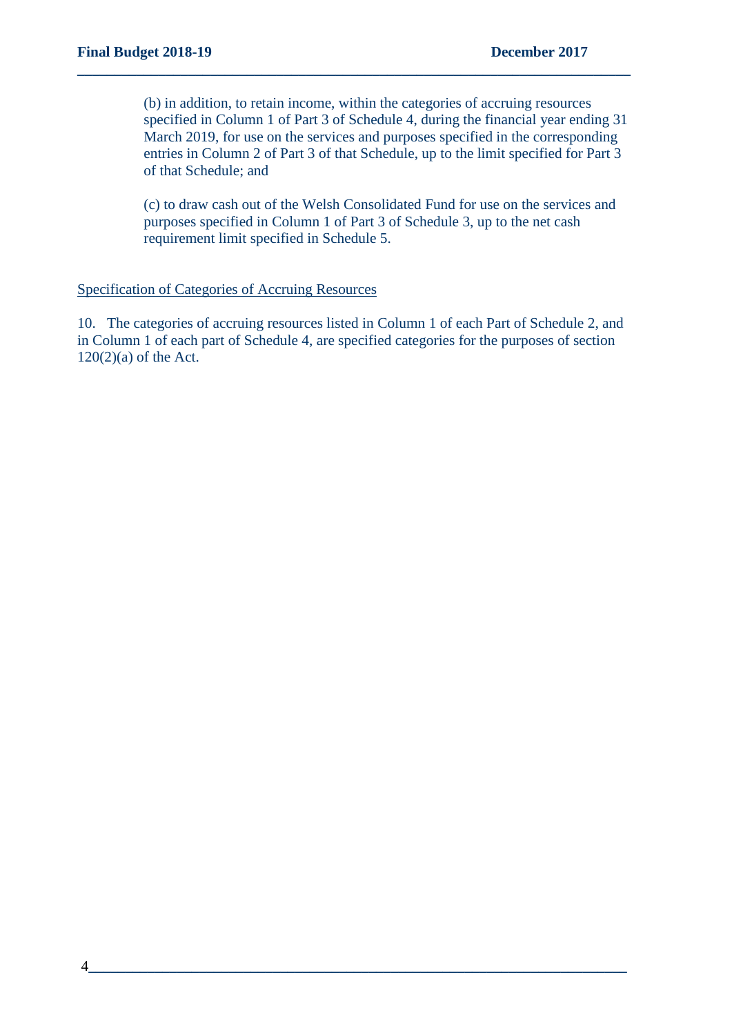(b) in addition, to retain income, within the categories of accruing resources specified in Column 1 of Part 3 of Schedule 4, during the financial year ending 31 March 2019, for use on the services and purposes specified in the corresponding entries in Column 2 of Part 3 of that Schedule, up to the limit specified for Part 3 of that Schedule; and

(c) to draw cash out of the Welsh Consolidated Fund for use on the services and purposes specified in Column 1 of Part 3 of Schedule 3, up to the net cash requirement limit specified in Schedule 5.

<u>Specification of Categories of Accruing Resources</u>

10. The categories of accruing resources listed in Column 1 of each Part of Schedule 2, and in Column 1 of each part of Schedule 4, are specified categories for the purposes of section 120(2)(a) of the Act.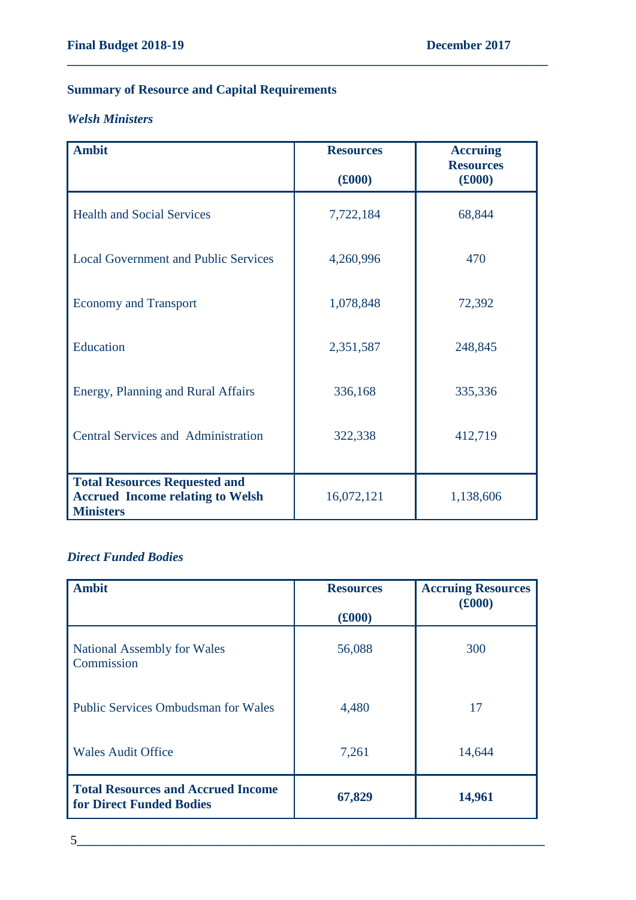## Summary of Resource and Capital Requirements

### *Welsh Ministers*

| Ambit | Resources (£000) | Accruing Resources (£000) |
|---|---|---|
| Health and Social Services | 7,722,184 | 68,844 |
| Local Government and Public Services | 4,260,996 | 470 |
| Economy and Transport | 1,078,848 | 72,392 |
| Education | 2,351,587 | 248,845 |
| Energy, Planning and Rural Affairs | 336,168 | 335,336 |
| Central Services and Administration | 322,338 | 412,719 |
| **Total Resources Requested and Accrued Income relating to Welsh Ministers** | 16,072,121 | 1,138,606 |

### *Direct Funded Bodies*

| Ambit | Resources (£000) | Accruing Resources (£000) |
|---|---|---|
| National Assembly for Wales Commission | 56,088 | 300 |
| Public Services Ombudsman for Wales | 4,480 | 17 |
| Wales Audit Office | 7,261 | 14,644 |
| **Total Resources and Accrued Income for Direct Funded Bodies** | **67,829** | **14,961** |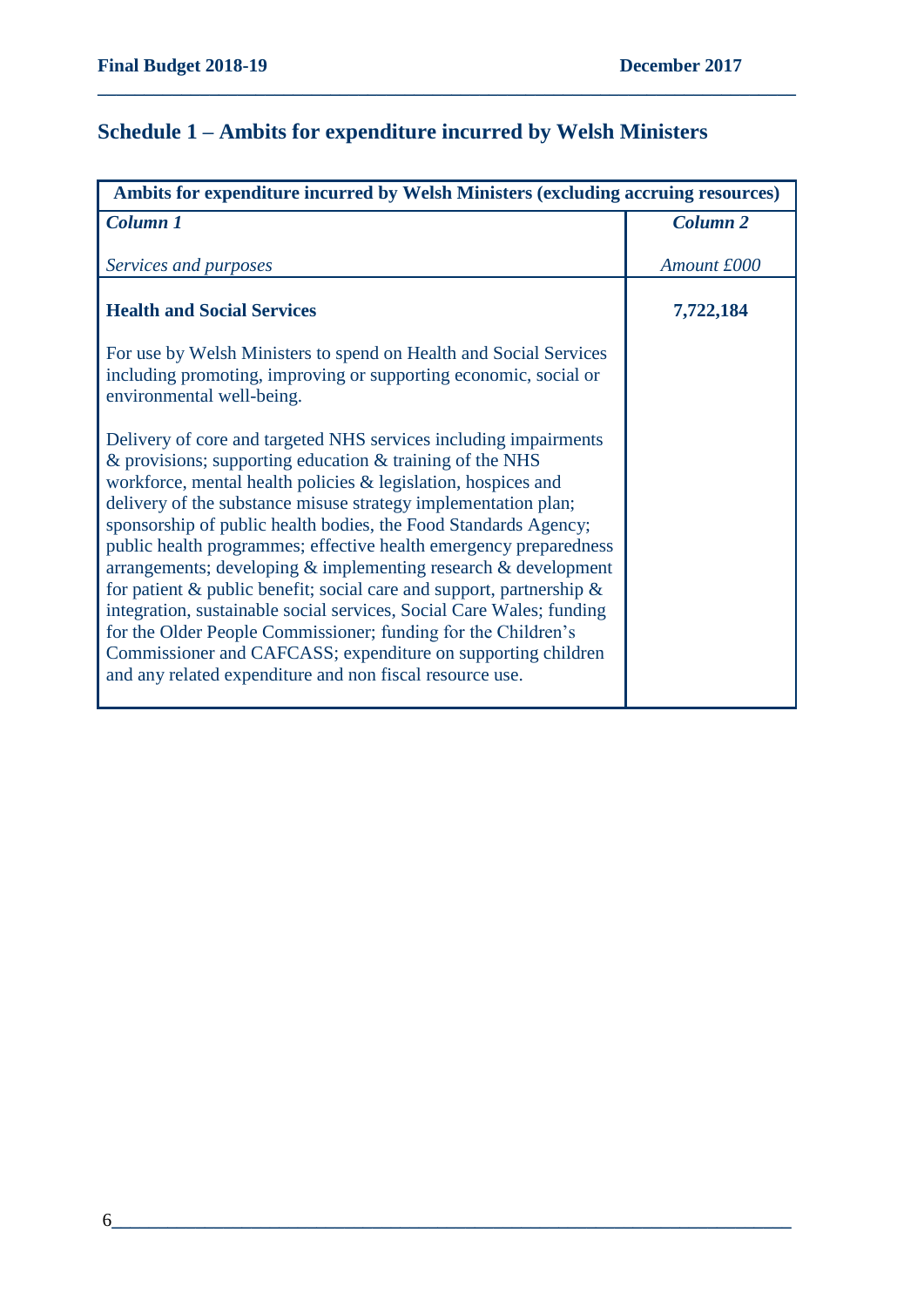## Schedule 1 – Ambits for expenditure incurred by Welsh Ministers

| Ambits for expenditure incurred by Welsh Ministers (excluding accruing resources) | |
|---|---|
| ***Column 1*** | ***Column 2*** |
| *Services and purposes* | *Amount £000* |
| **Health and Social Services** | **7,722,184** |
| For use by Welsh Ministers to spend on Health and Social Services including promoting, improving or supporting economic, social or environmental well-being. | |
| Delivery of core and targeted NHS services including impairments & provisions; supporting education & training of the NHS workforce, mental health policies & legislation, hospices and delivery of the substance misuse strategy implementation plan; sponsorship of public health bodies, the Food Standards Agency; public health programmes; effective health emergency preparedness arrangements; developing & implementing research & development for patient & public benefit; social care and support, partnership & integration, sustainable social services, Social Care Wales; funding for the Older People Commissioner; funding for the Children's Commissioner and CAFCASS; expenditure on supporting children and any related expenditure and non fiscal resource use. | |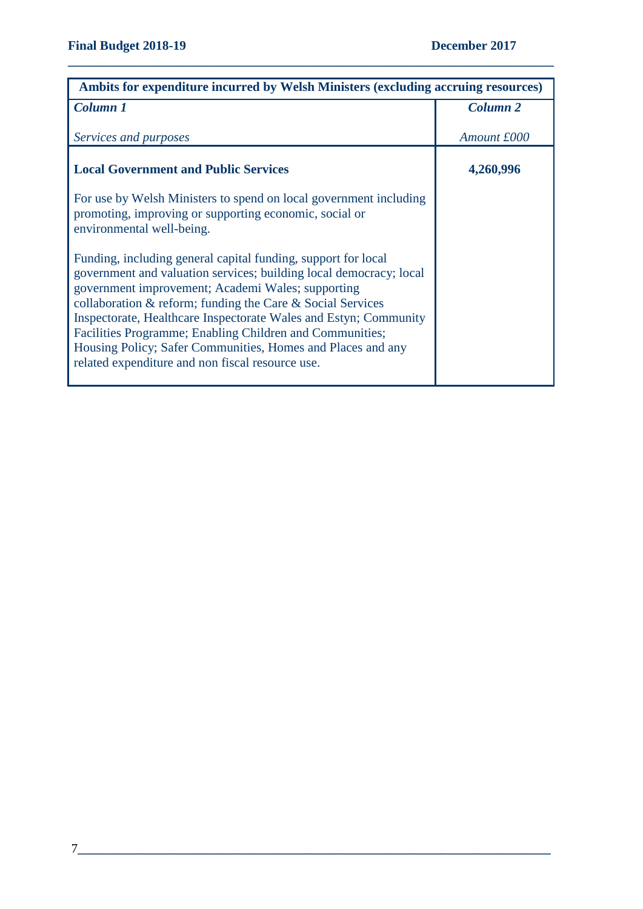| Ambits for expenditure incurred by Welsh Ministers (excluding accruing resources) | |
|---|---|
| ***Column 1*** | ***Column 2*** |
| *Services and purposes* | *Amount £000* |
| **Local Government and Public Services**<br><br>For use by Welsh Ministers to spend on local government including promoting, improving or supporting economic, social or environmental well-being.<br><br>Funding, including general capital funding, support for local government and valuation services; building local democracy; local government improvement; Academi Wales; supporting collaboration & reform; funding the Care & Social Services Inspectorate, Healthcare Inspectorate Wales and Estyn; Community Facilities Programme; Enabling Children and Communities; Housing Policy; Safer Communities, Homes and Places and any related expenditure and non fiscal resource use. | **4,260,996** |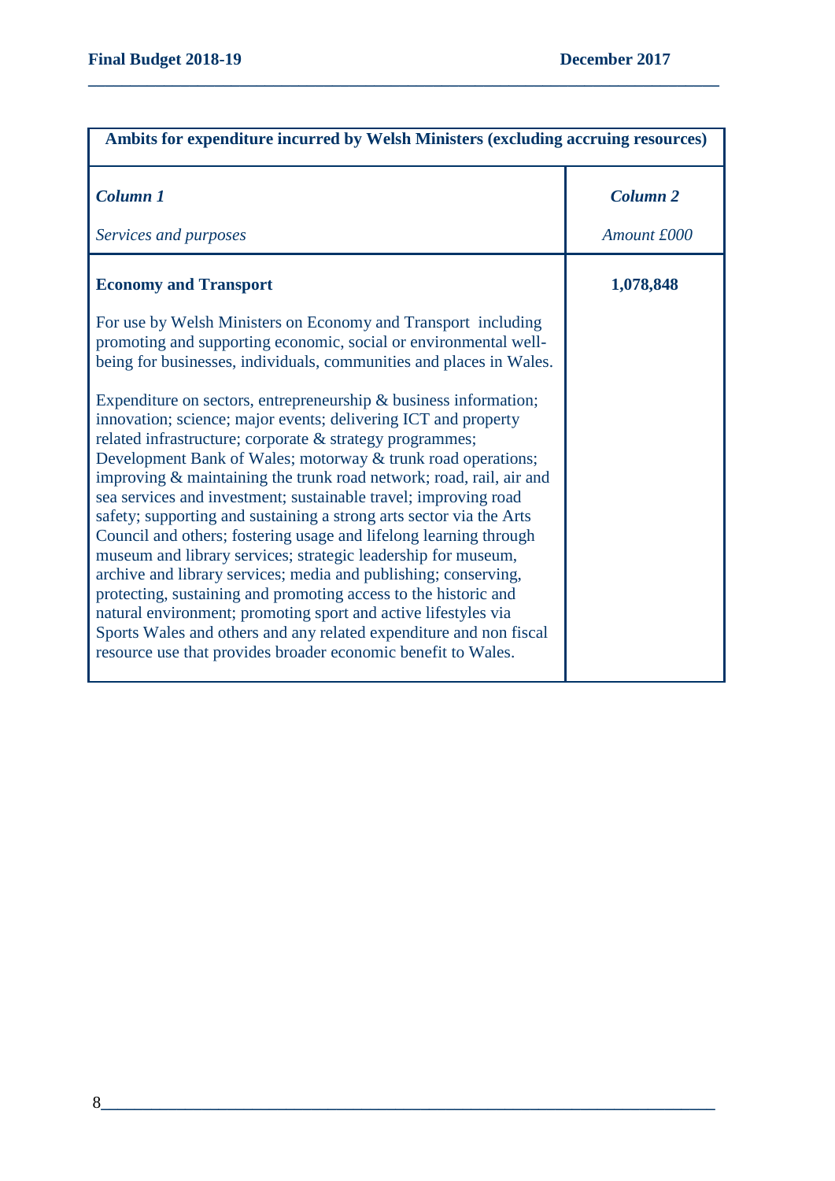| Ambits for expenditure incurred by Welsh Ministers (excluding accruing resources) | |
|---|---|
| ***Column 1***<br><br>*Services and purposes* | ***Column 2***<br><br>*Amount £000* |
| **Economy and Transport**<br><br>For use by Welsh Ministers on Economy and Transport including promoting and supporting economic, social or environmental well-being for businesses, individuals, communities and places in Wales.<br><br>Expenditure on sectors, entrepreneurship & business information; innovation; science; major events; delivering ICT and property related infrastructure; corporate & strategy programmes; Development Bank of Wales; motorway & trunk road operations; improving & maintaining the trunk road network; road, rail, air and sea services and investment; sustainable travel; improving road safety; supporting and sustaining a strong arts sector via the Arts Council and others; fostering usage and lifelong learning through museum and library services; strategic leadership for museum, archive and library services; media and publishing; conserving, protecting, sustaining and promoting access to the historic and natural environment; promoting sport and active lifestyles via Sports Wales and others and any related expenditure and non fiscal resource use that provides broader economic benefit to Wales. | **1,078,848** |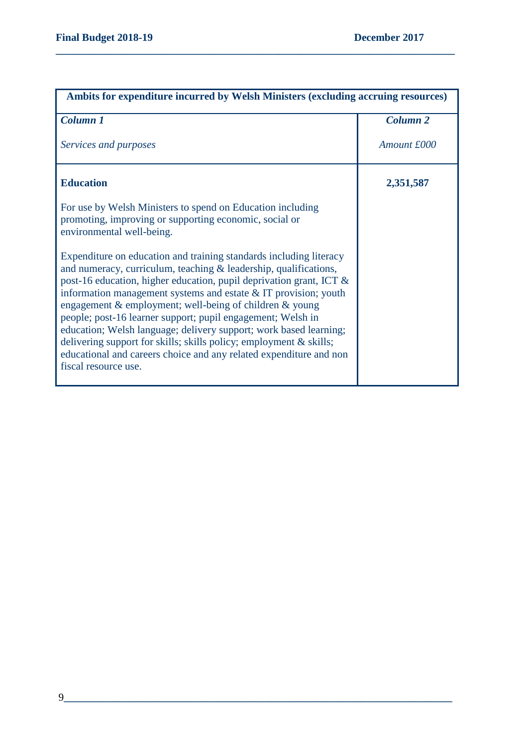| Ambits for expenditure incurred by Welsh Ministers (excluding accruing resources) | |
|---|---|
| ***Column 1*** <br><br> *Services and purposes* | ***Column 2*** <br><br> *Amount £000* |
| **Education** <br><br> For use by Welsh Ministers to spend on Education including promoting, improving or supporting economic, social or environmental well-being. <br><br> Expenditure on education and training standards including literacy and numeracy, curriculum, teaching & leadership, qualifications, post-16 education, higher education, pupil deprivation grant, ICT & information management systems and estate & IT provision; youth engagement & employment; well-being of children & young people; post-16 learner support; pupil engagement; Welsh in education; Welsh language; delivery support; work based learning; delivering support for skills; skills policy; employment & skills; educational and careers choice and any related expenditure and non fiscal resource use. | **2,351,587** |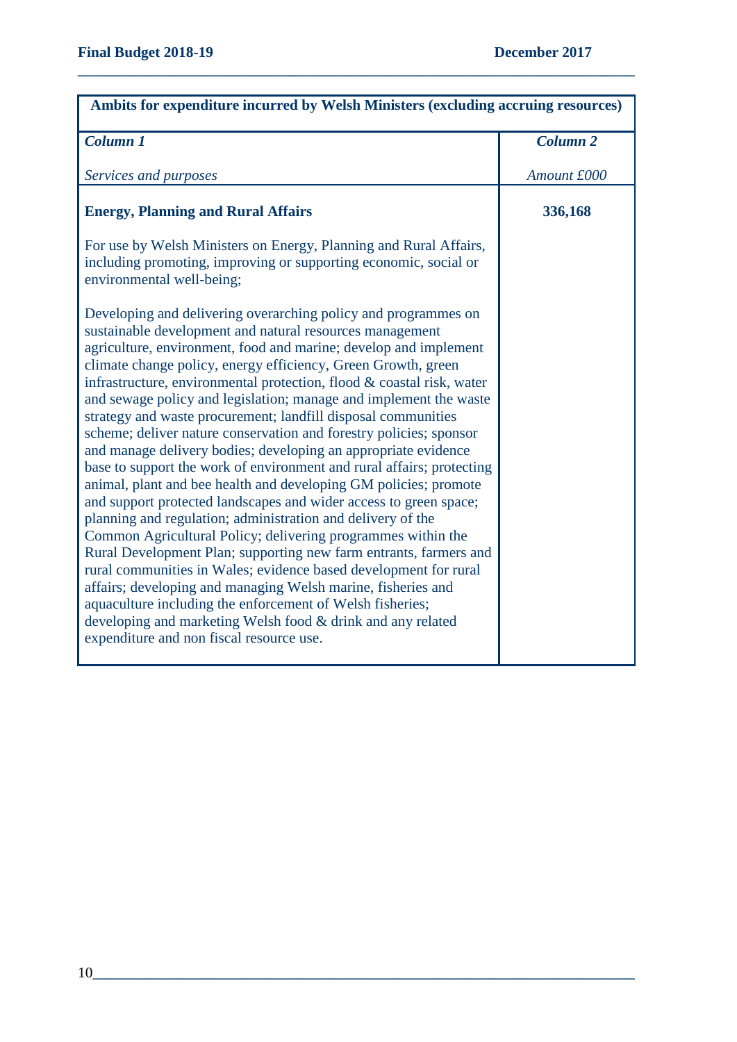| Ambits for expenditure incurred by Welsh Ministers (excluding accruing resources) | |
|---|---|
| ***Column 1*** <br><br> *Services and purposes* | ***Column 2*** <br><br> *Amount £000* |
| **Energy, Planning and Rural Affairs** <br><br> For use by Welsh Ministers on Energy, Planning and Rural Affairs, including promoting, improving or supporting economic, social or environmental well-being; <br><br> Developing and delivering overarching policy and programmes on sustainable development and natural resources management agriculture, environment, food and marine; develop and implement climate change policy, energy efficiency, Green Growth, green infrastructure, environmental protection, flood & coastal risk, water and sewage policy and legislation; manage and implement the waste strategy and waste procurement; landfill disposal communities scheme; deliver nature conservation and forestry policies; sponsor and manage delivery bodies; developing an appropriate evidence base to support the work of environment and rural affairs; protecting animal, plant and bee health and developing GM policies; promote and support protected landscapes and wider access to green space; planning and regulation; administration and delivery of the Common Agricultural Policy; delivering programmes within the Rural Development Plan; supporting new farm entrants, farmers and rural communities in Wales; evidence based development for rural affairs; developing and managing Welsh marine, fisheries and aquaculture including the enforcement of Welsh fisheries; developing and marketing Welsh food & drink and any related expenditure and non fiscal resource use. | **336,168** |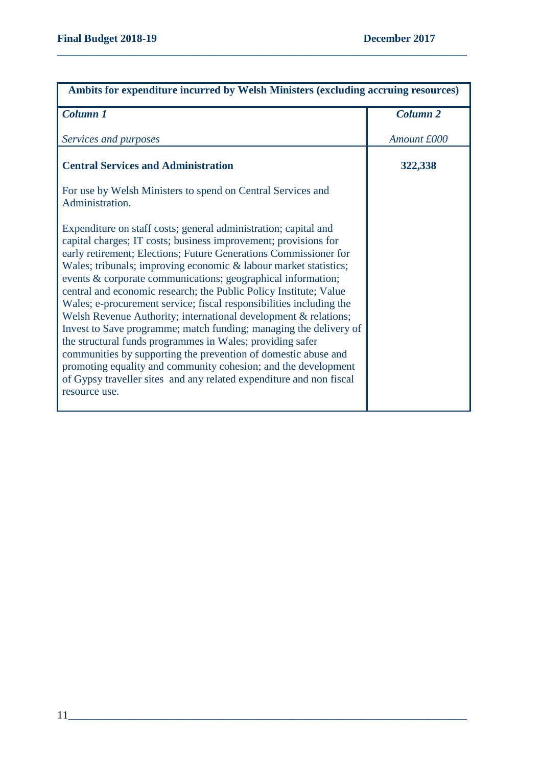| Ambits for expenditure incurred by Welsh Ministers (excluding accruing resources) | |
|---|---|
| ***Column 1***<br><br>*Services and purposes* | ***Column 2***<br><br>*Amount £000* |
| **Central Services and Administration**<br><br>For use by Welsh Ministers to spend on Central Services and Administration.<br><br>Expenditure on staff costs; general administration; capital and capital charges; IT costs; business improvement; provisions for early retirement; Elections; Future Generations Commissioner for Wales; tribunals; improving economic & labour market statistics; events & corporate communications; geographical information; central and economic research; the Public Policy Institute; Value Wales; e-procurement service; fiscal responsibilities including the Welsh Revenue Authority; international development & relations; Invest to Save programme; match funding; managing the delivery of the structural funds programmes in Wales; providing safer communities by supporting the prevention of domestic abuse and promoting equality and community cohesion; and the development of Gypsy traveller sites and any related expenditure and non fiscal resource use. | **322,338** |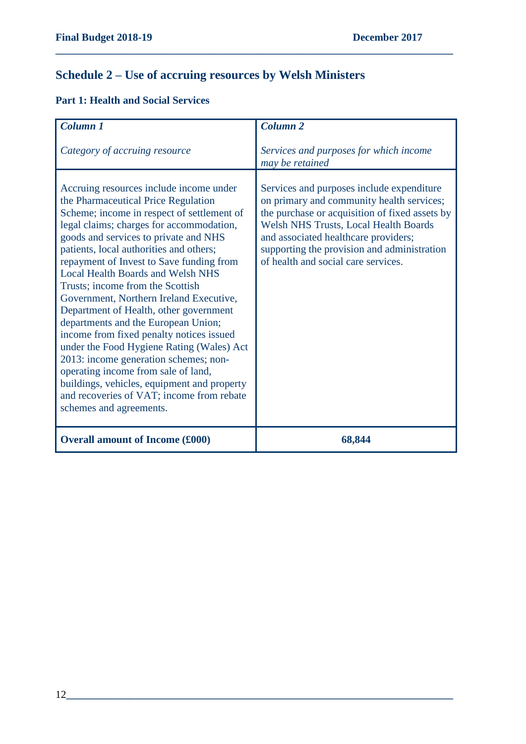## Schedule 2 – Use of accruing resources by Welsh Ministers

### Part 1: Health and Social Services

| *Column 1*<br><br>*Category of accruing resource* | *Column 2*<br><br>*Services and purposes for which income may be retained* |
|---|---|
| Accruing resources include income under the Pharmaceutical Price Regulation Scheme; income in respect of settlement of legal claims; charges for accommodation, goods and services to private and NHS patients, local authorities and others; repayment of Invest to Save funding from Local Health Boards and Welsh NHS Trusts; income from the Scottish Government, Northern Ireland Executive, Department of Health, other government departments and the European Union; income from fixed penalty notices issued under the Food Hygiene Rating (Wales) Act 2013: income generation schemes; non-operating income from sale of land, buildings, vehicles, equipment and property and recoveries of VAT; income from rebate schemes and agreements. | Services and purposes include expenditure on primary and community health services; the purchase or acquisition of fixed assets by Welsh NHS Trusts, Local Health Boards and associated healthcare providers; supporting the provision and administration of health and social care services. |
| **Overall amount of Income (£000)** | **68,844** |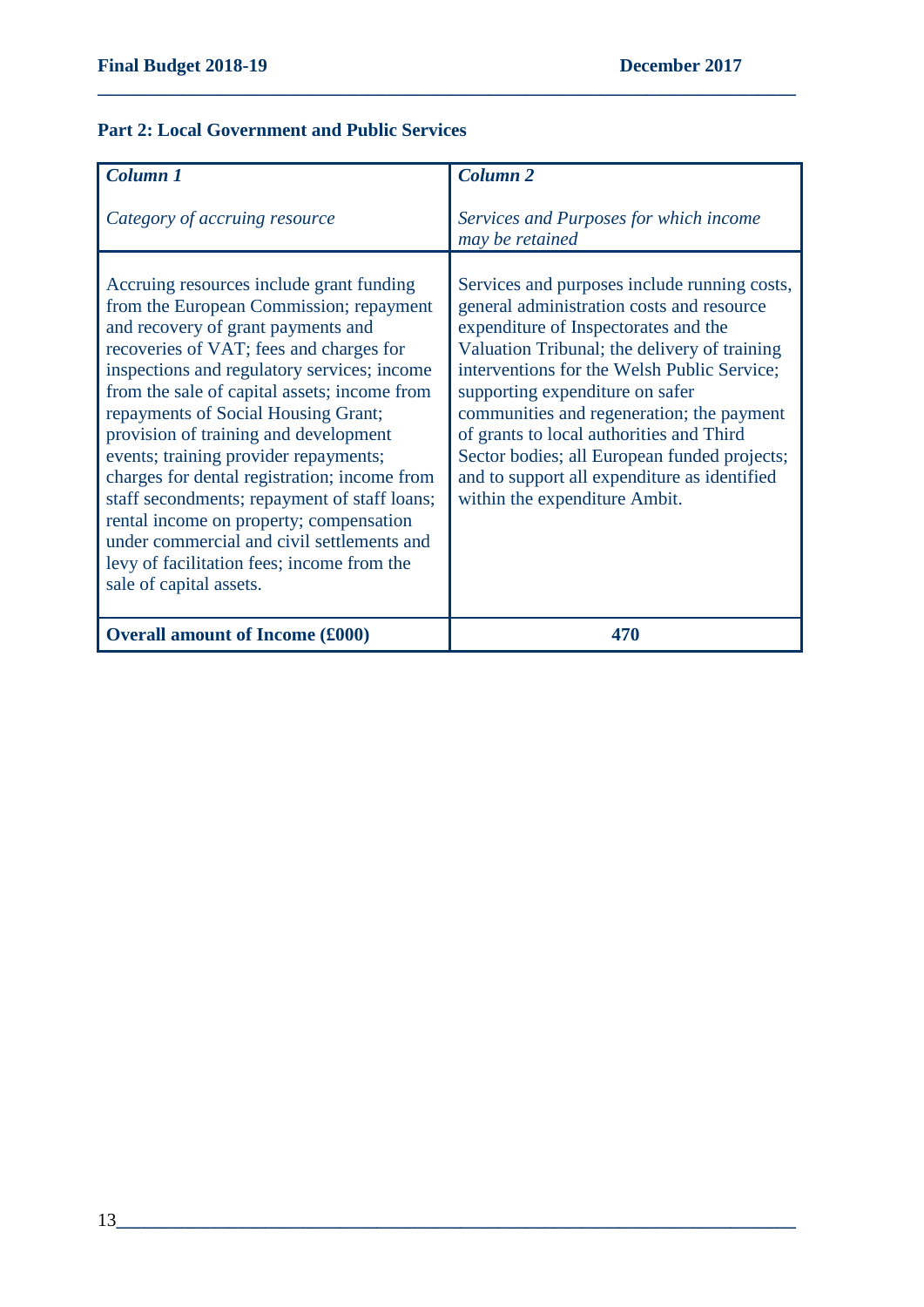**Part 2: Local Government and Public Services**

| *Column 1*<br><br>*Category of accruing resource* | *Column 2*<br><br>*Services and Purposes for which income may be retained* |
|---|---|
| Accruing resources include grant funding from the European Commission; repayment and recovery of grant payments and recoveries of VAT; fees and charges for inspections and regulatory services; income from the sale of capital assets; income from repayments of Social Housing Grant; provision of training and development events; training provider repayments; charges for dental registration; income from staff secondments; repayment of staff loans; rental income on property; compensation under commercial and civil settlements and levy of facilitation fees; income from the sale of capital assets. | Services and purposes include running costs, general administration costs and resource expenditure of Inspectorates and the Valuation Tribunal; the delivery of training interventions for the Welsh Public Service; supporting expenditure on safer communities and regeneration; the payment of grants to local authorities and Third Sector bodies; all European funded projects; and to support all expenditure as identified within the expenditure Ambit. |
| **Overall amount of Income (£000)** | **470** |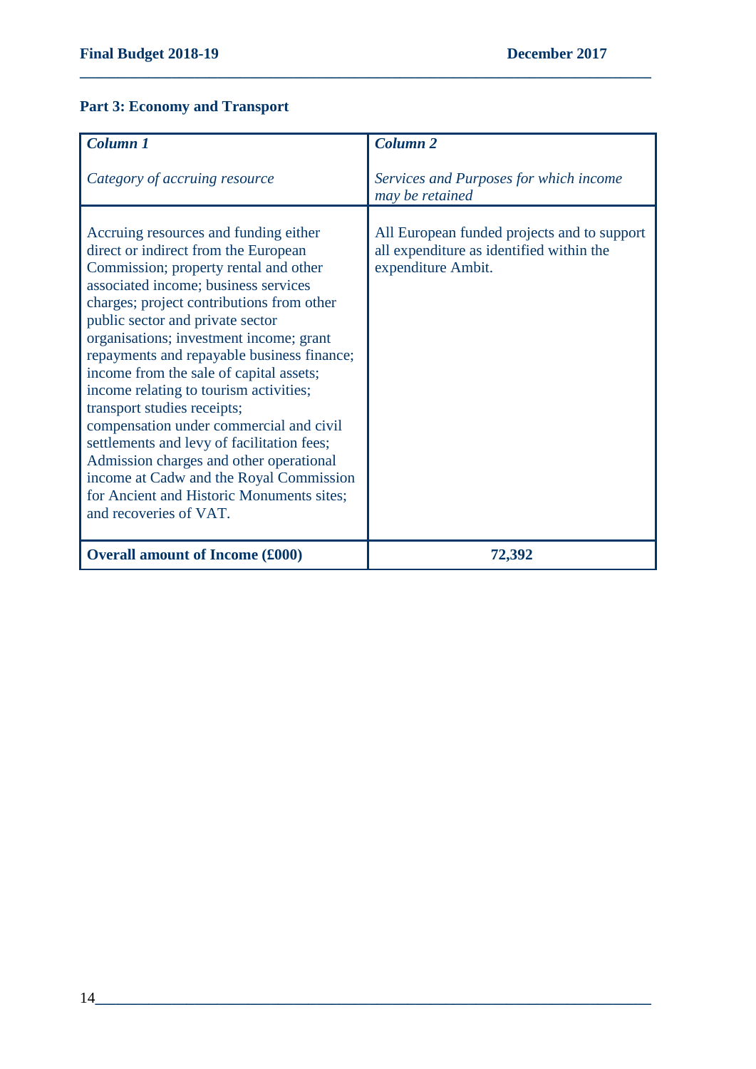## Part 3: Economy and Transport

| ***Column 1*** <br><br> *Category of accruing resource* | ***Column 2*** <br><br> *Services and Purposes for which income may be retained* |
|---|---|
| Accruing resources and funding either direct or indirect from the European Commission; property rental and other associated income; business services charges; project contributions from other public sector and private sector organisations; investment income; grant repayments and repayable business finance; income from the sale of capital assets; income relating to tourism activities; transport studies receipts; compensation under commercial and civil settlements and levy of facilitation fees; Admission charges and other operational income at Cadw and the Royal Commission for Ancient and Historic Monuments sites; and recoveries of VAT. | All European funded projects and to support all expenditure as identified within the expenditure Ambit. |
| **Overall amount of Income (£000)** | **72,392** |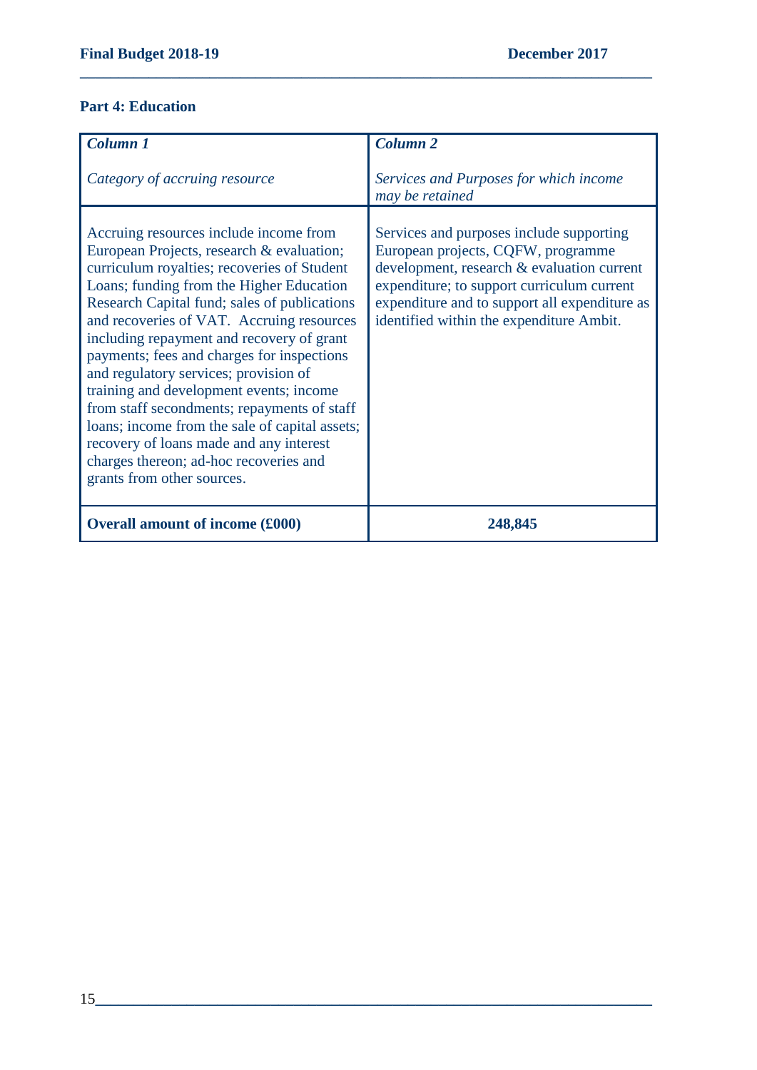## Part 4: Education

| *Column 1*<br><br>*Category of accruing resource* | *Column 2*<br><br>*Services and Purposes for which income may be retained* |
|---|---|
| Accruing resources include income from European Projects, research & evaluation; curriculum royalties; recoveries of Student Loans; funding from the Higher Education Research Capital fund; sales of publications and recoveries of VAT. Accruing resources including repayment and recovery of grant payments; fees and charges for inspections and regulatory services; provision of training and development events; income from staff secondments; repayments of staff loans; income from the sale of capital assets; recovery of loans made and any interest charges thereon; ad-hoc recoveries and grants from other sources. | Services and purposes include supporting European projects, CQFW, programme development, research & evaluation current expenditure; to support curriculum current expenditure and to support all expenditure as identified within the expenditure Ambit. |
| **Overall amount of income (£000)** | **248,845** |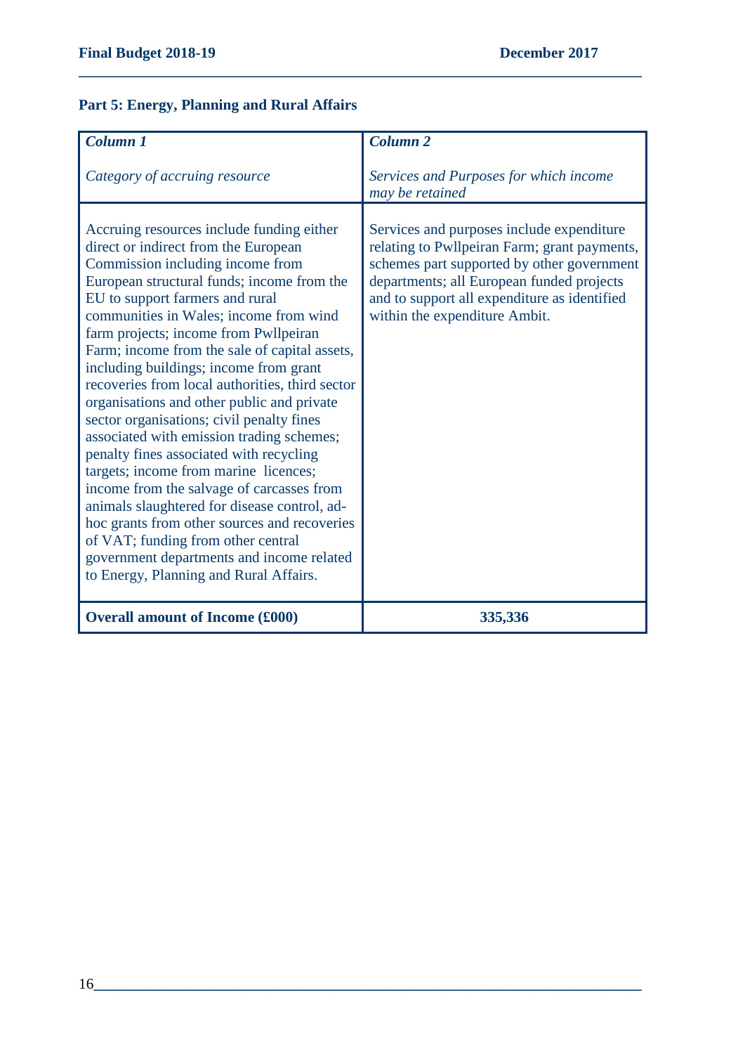## Part 5: Energy, Planning and Rural Affairs

| ***Column 1*** <br><br> *Category of accruing resource* | ***Column 2*** <br><br> *Services and Purposes for which income may be retained* |
|---|---|
| Accruing resources include funding either direct or indirect from the European Commission including income from European structural funds; income from the EU to support farmers and rural communities in Wales; income from wind farm projects; income from Pwllpeiran Farm; income from the sale of capital assets, including buildings; income from grant recoveries from local authorities, third sector organisations and other public and private sector organisations; civil penalty fines associated with emission trading schemes; penalty fines associated with recycling targets; income from marine licences; income from the salvage of carcasses from animals slaughtered for disease control, ad-hoc grants from other sources and recoveries of VAT; funding from other central government departments and income related to Energy, Planning and Rural Affairs. | Services and purposes include expenditure relating to Pwllpeiran Farm; grant payments, schemes part supported by other government departments; all European funded projects and to support all expenditure as identified within the expenditure Ambit. |
| **Overall amount of Income (£000)** | **335,336** |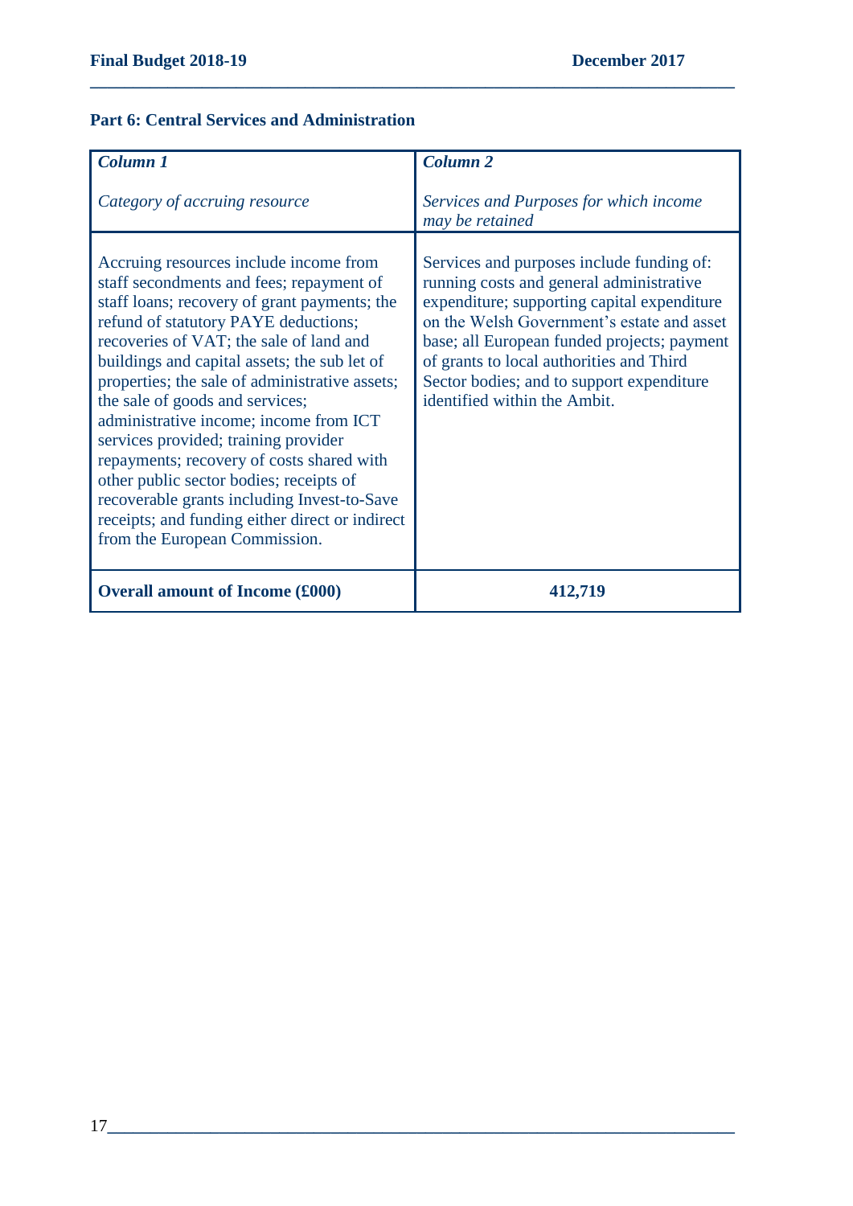**Part 6: Central Services and Administration**

| *Column 1*<br><br>*Category of accruing resource* | *Column 2*<br><br>*Services and Purposes for which income may be retained* |
|---|---|
| Accruing resources include income from staff secondments and fees; repayment of staff loans; recovery of grant payments; the refund of statutory PAYE deductions; recoveries of VAT; the sale of land and buildings and capital assets; the sub let of properties; the sale of administrative assets; the sale of goods and services; administrative income; income from ICT services provided; training provider repayments; recovery of costs shared with other public sector bodies; receipts of recoverable grants including Invest-to-Save receipts; and funding either direct or indirect from the European Commission. | Services and purposes include funding of: running costs and general administrative expenditure; supporting capital expenditure on the Welsh Government's estate and asset base; all European funded projects; payment of grants to local authorities and Third Sector bodies; and to support expenditure identified within the Ambit. |
| **Overall amount of Income (£000)** | **412,719** |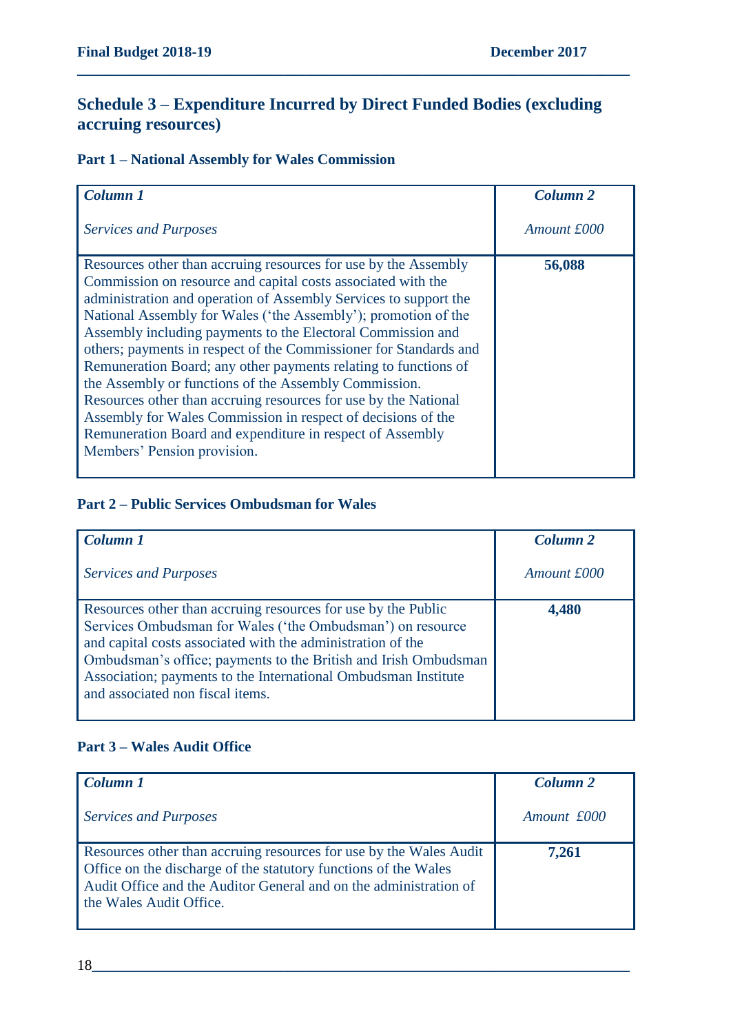## Schedule 3 – Expenditure Incurred by Direct Funded Bodies (excluding accruing resources)

### Part 1 – National Assembly for Wales Commission

| *Column 1*<br><br>*Services and Purposes* | *Column 2*<br><br>*Amount £000* |
|---|---|
| Resources other than accruing resources for use by the Assembly Commission on resource and capital costs associated with the administration and operation of Assembly Services to support the National Assembly for Wales ('the Assembly'); promotion of the Assembly including payments to the Electoral Commission and others; payments in respect of the Commissioner for Standards and Remuneration Board; any other payments relating to functions of the Assembly or functions of the Assembly Commission. Resources other than accruing resources for use by the National Assembly for Wales Commission in respect of decisions of the Remuneration Board and expenditure in respect of Assembly Members' Pension provision. | **56,088** |

### Part 2 – Public Services Ombudsman for Wales

| *Column 1*<br><br>*Services and Purposes* | *Column 2*<br><br>*Amount £000* |
|---|---|
| Resources other than accruing resources for use by the Public Services Ombudsman for Wales ('the Ombudsman') on resource and capital costs associated with the administration of the Ombudsman's office; payments to the British and Irish Ombudsman Association; payments to the International Ombudsman Institute and associated non fiscal items. | **4,480** |

### Part 3 – Wales Audit Office

| *Column 1*<br><br>*Services and Purposes* | *Column 2*<br><br>*Amount £000* |
|---|---|
| Resources other than accruing resources for use by the Wales Audit Office on the discharge of the statutory functions of the Wales Audit Office and the Auditor General and on the administration of the Wales Audit Office. | **7,261** |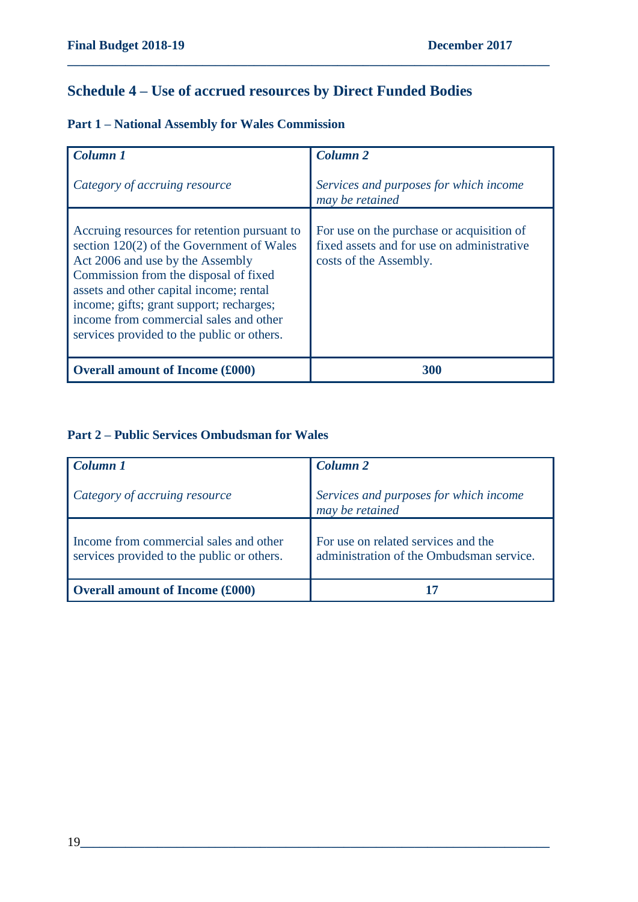## Schedule 4 – Use of accrued resources by Direct Funded Bodies

### Part 1 – National Assembly for Wales Commission

| ***Column 1***<br><br>*Category of accruing resource* | ***Column 2***<br><br>*Services and purposes for which income may be retained* |
|---|---|
| Accruing resources for retention pursuant to section 120(2) of the Government of Wales Act 2006 and use by the Assembly Commission from the disposal of fixed assets and other capital income; rental income; gifts; grant support; recharges; income from commercial sales and other services provided to the public or others. | For use on the purchase or acquisition of fixed assets and for use on administrative costs of the Assembly. |
| **Overall amount of Income (£000)** | **300** |

### Part 2 – Public Services Ombudsman for Wales

| ***Column 1***<br><br>*Category of accruing resource* | ***Column 2***<br><br>*Services and purposes for which income may be retained* |
|---|---|
| Income from commercial sales and other services provided to the public or others. | For use on related services and the administration of the Ombudsman service. |
| **Overall amount of Income (£000)** | **17** |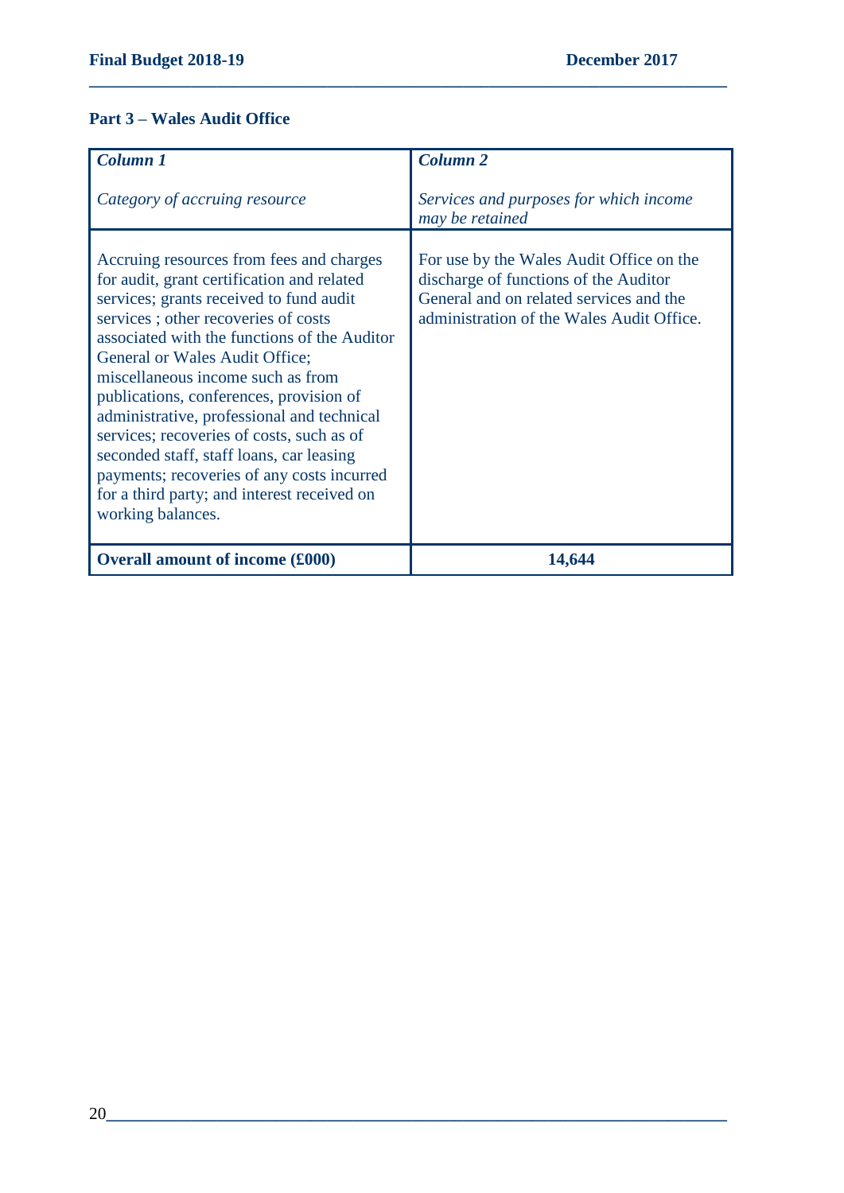## Part 3 – Wales Audit Office

| *Column 1*<br><br>*Category of accruing resource* | *Column 2*<br><br>*Services and purposes for which income may be retained* |
|---|---|
| Accruing resources from fees and charges for audit, grant certification and related services; grants received to fund audit services ; other recoveries of costs associated with the functions of the Auditor General or Wales Audit Office; miscellaneous income such as from publications, conferences, provision of administrative, professional and technical services; recoveries of costs, such as of seconded staff, staff loans, car leasing payments; recoveries of any costs incurred for a third party; and interest received on working balances. | For use by the Wales Audit Office on the discharge of functions of the Auditor General and on related services and the administration of the Wales Audit Office. |
| **Overall amount of income (£000)** | **14,644** |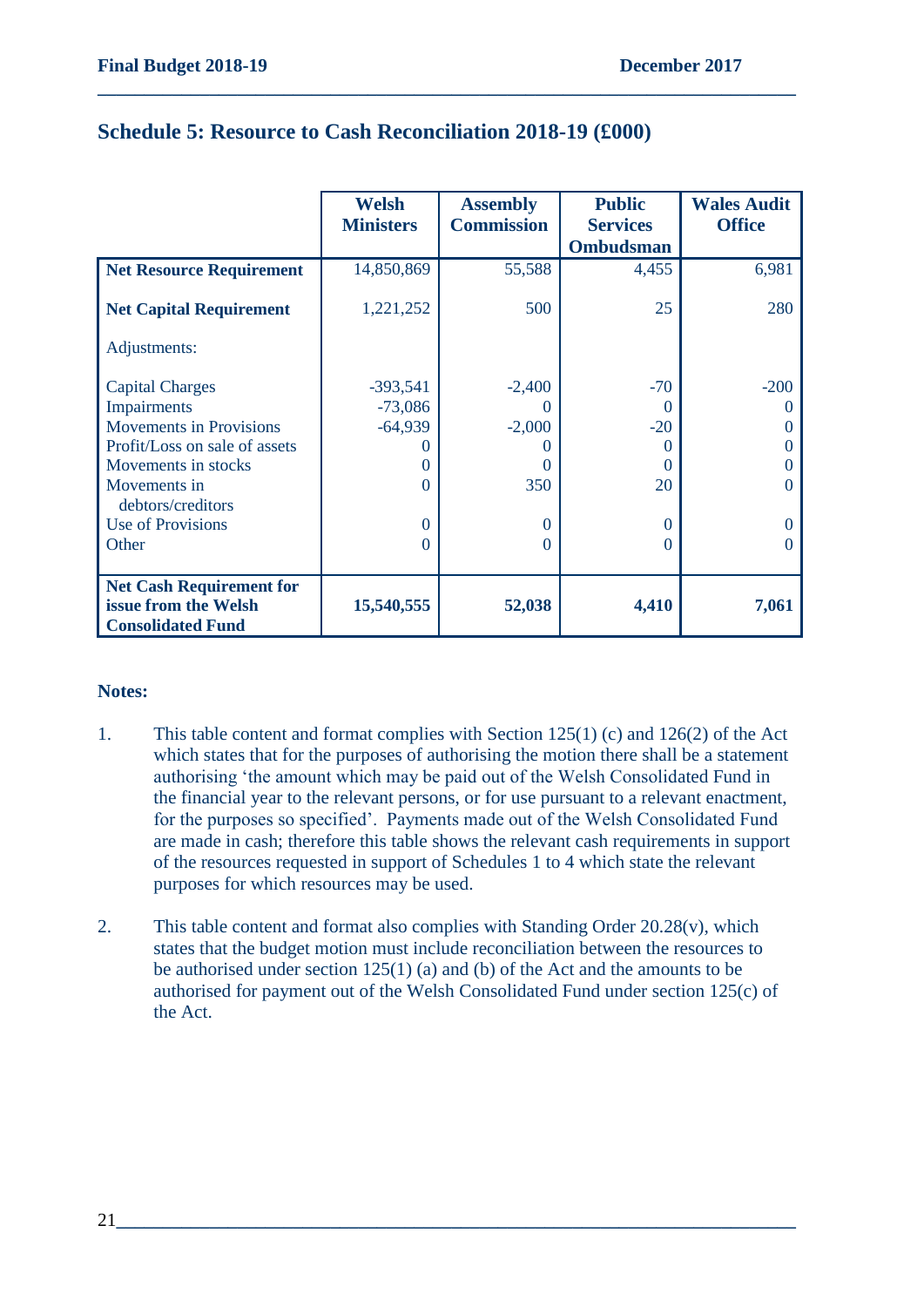## Schedule 5: Resource to Cash Reconciliation 2018-19 (£000)

| | Welsh Ministers | Assembly Commission | Public Services Ombudsman | Wales Audit Office |
|---|---|---|---|---|
| **Net Resource Requirement** | 14,850,869 | 55,588 | 4,455 | 6,981 |
| **Net Capital Requirement** | 1,221,252 | 500 | 25 | 280 |
| Adjustments: | | | | |
| Capital Charges | -393,541 | -2,400 | -70 | -200 |
| Impairments | -73,086 | 0 | 0 | 0 |
| Movements in Provisions | -64,939 | -2,000 | -20 | 0 |
| Profit/Loss on sale of assets | 0 | 0 | 0 | 0 |
| Movements in stocks | 0 | 0 | 0 | 0 |
| Movements in debtors/creditors | 0 | 350 | 20 | 0 |
| Use of Provisions | 0 | 0 | 0 | 0 |
| Other | 0 | 0 | 0 | 0 |
| **Net Cash Requirement for issue from the Welsh Consolidated Fund** | **15,540,555** | **52,038** | **4,410** | **7,061** |

**Notes:**

1. This table content and format complies with Section 125(1) (c) and 126(2) of the Act which states that for the purposes of authorising the motion there shall be a statement authorising 'the amount which may be paid out of the Welsh Consolidated Fund in the financial year to the relevant persons, or for use pursuant to a relevant enactment, for the purposes so specified'. Payments made out of the Welsh Consolidated Fund are made in cash; therefore this table shows the relevant cash requirements in support of the resources requested in support of Schedules 1 to 4 which state the relevant purposes for which resources may be used.

2. This table content and format also complies with Standing Order 20.28(v), which states that the budget motion must include reconciliation between the resources to be authorised under section 125(1) (a) and (b) of the Act and the amounts to be authorised for payment out of the Welsh Consolidated Fund under section 125(c) of the Act.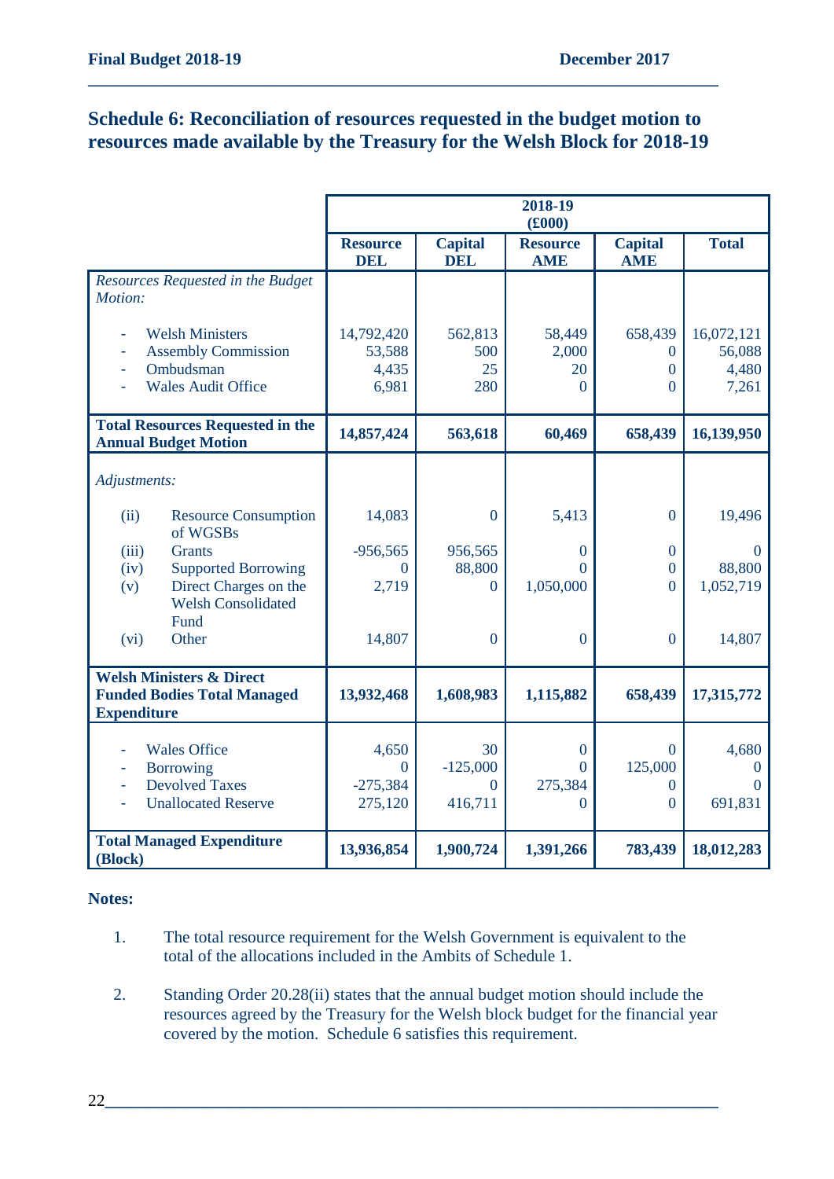## Schedule 6: Reconciliation of resources requested in the budget motion to resources made available by the Treasury for the Welsh Block for 2018-19

| | 2018-19 (£000) | | | | |
|---|---|---|---|---|---|
| | **Resource DEL** | **Capital DEL** | **Resource AME** | **Capital AME** | **Total** |
| *Resources Requested in the Budget Motion:* | | | | | |
| - Welsh Ministers | 14,792,420 | 562,813 | 58,449 | 658,439 | 16,072,121 |
| - Assembly Commission | 53,588 | 500 | 2,000 | 0 | 56,088 |
| - Ombudsman | 4,435 | 25 | 20 | 0 | 4,480 |
| - Wales Audit Office | 6,981 | 280 | 0 | 0 | 7,261 |
| **Total Resources Requested in the Annual Budget Motion** | **14,857,424** | **563,618** | **60,469** | **658,439** | **16,139,950** |
| *Adjustments:* | | | | | |
| (ii) Resource Consumption of WGSBs | 14,083 | 0 | 5,413 | 0 | 19,496 |
| (iii) Grants | -956,565 | 956,565 | 0 | 0 | 0 |
| (iv) Supported Borrowing | 0 | 88,800 | 0 | 0 | 88,800 |
| (v) Direct Charges on the Welsh Consolidated Fund | 2,719 | 0 | 1,050,000 | 0 | 1,052,719 |
| (vi) Other | 14,807 | 0 | 0 | 0 | 14,807 |
| **Welsh Ministers & Direct Funded Bodies Total Managed Expenditure** | **13,932,468** | **1,608,983** | **1,115,882** | **658,439** | **17,315,772** |
| - Wales Office | 4,650 | 30 | 0 | 0 | 4,680 |
| - Borrowing | 0 | -125,000 | 0 | 125,000 | 0 |
| - Devolved Taxes | -275,384 | 0 | 275,384 | 0 | 0 |
| - Unallocated Reserve | 275,120 | 416,711 | 0 | 0 | 691,831 |
| **Total Managed Expenditure (Block)** | **13,936,854** | **1,900,724** | **1,391,266** | **783,439** | **18,012,283** |

**Notes:**

1. The total resource requirement for the Welsh Government is equivalent to the total of the allocations included in the Ambits of Schedule 1.

2. Standing Order 20.28(ii) states that the annual budget motion should include the resources agreed by the Treasury for the Welsh block budget for the financial year covered by the motion. Schedule 6 satisfies this requirement.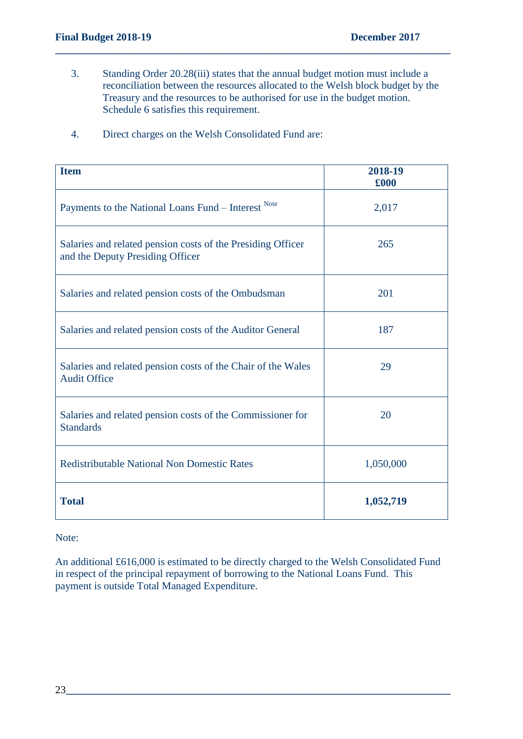3. Standing Order 20.28(iii) states that the annual budget motion must include a reconciliation between the resources allocated to the Welsh block budget by the Treasury and the resources to be authorised for use in the budget motion. Schedule 6 satisfies this requirement.

4. Direct charges on the Welsh Consolidated Fund are:

| **Item** | **2018-19 £000** |
|---|---|
| Payments to the National Loans Fund – Interest [Note] | 2,017 |
| Salaries and related pension costs of the Presiding Officer and the Deputy Presiding Officer | 265 |
| Salaries and related pension costs of the Ombudsman | 201 |
| Salaries and related pension costs of the Auditor General | 187 |
| Salaries and related pension costs of the Chair of the Wales Audit Office | 29 |
| Salaries and related pension costs of the Commissioner for Standards | 20 |
| Redistributable National Non Domestic Rates | 1,050,000 |
| **Total** | **1,052,719** |

Note:

An additional £616,000 is estimated to be directly charged to the Welsh Consolidated Fund in respect of the principal repayment of borrowing to the National Loans Fund. This payment is outside Total Managed Expenditure.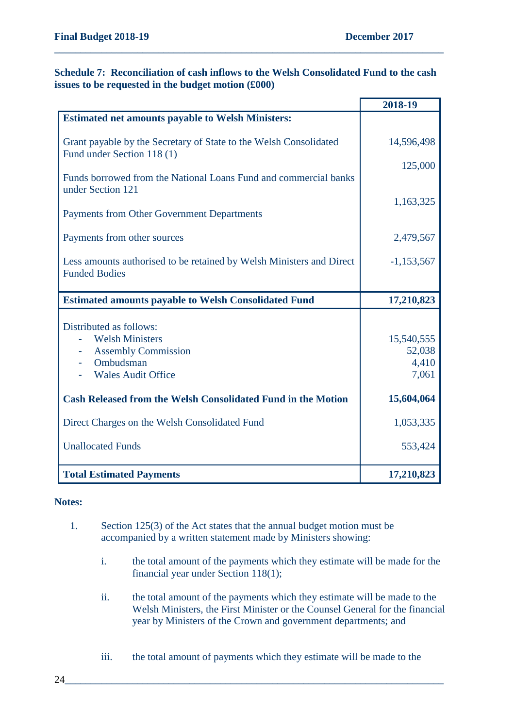**Schedule 7: Reconciliation of cash inflows to the Welsh Consolidated Fund to the cash issues to be requested in the budget motion (£000)**

| | 2018-19 |
|---|---|
| **Estimated net amounts payable to Welsh Ministers:** | |
| Grant payable by the Secretary of State to the Welsh Consolidated Fund under Section 118 (1) | 14,596,498 |
| Funds borrowed from the National Loans Fund and commercial banks under Section 121 | 125,000 |
| Payments from Other Government Departments | 1,163,325 |
| Payments from other sources | 2,479,567 |
| Less amounts authorised to be retained by Welsh Ministers and Direct Funded Bodies | -1,153,567 |
| **Estimated amounts payable to Welsh Consolidated Fund** | **17,210,823** |
| Distributed as follows: | |
| - Welsh Ministers | 15,540,555 |
| - Assembly Commission | 52,038 |
| - Ombudsman | 4,410 |
| - Wales Audit Office | 7,061 |
| **Cash Released from the Welsh Consolidated Fund in the Motion** | **15,604,064** |
| Direct Charges on the Welsh Consolidated Fund | 1,053,335 |
| Unallocated Funds | 553,424 |
| **Total Estimated Payments** | **17,210,823** |

**Notes:**

1. Section 125(3) of the Act states that the annual budget motion must be accompanied by a written statement made by Ministers showing:

    i. the total amount of the payments which they estimate will be made for the financial year under Section 118(1);

    ii. the total amount of the payments which they estimate will be made to the Welsh Ministers, the First Minister or the Counsel General for the financial year by Ministers of the Crown and government departments; and

    iii. the total amount of payments which they estimate will be made to the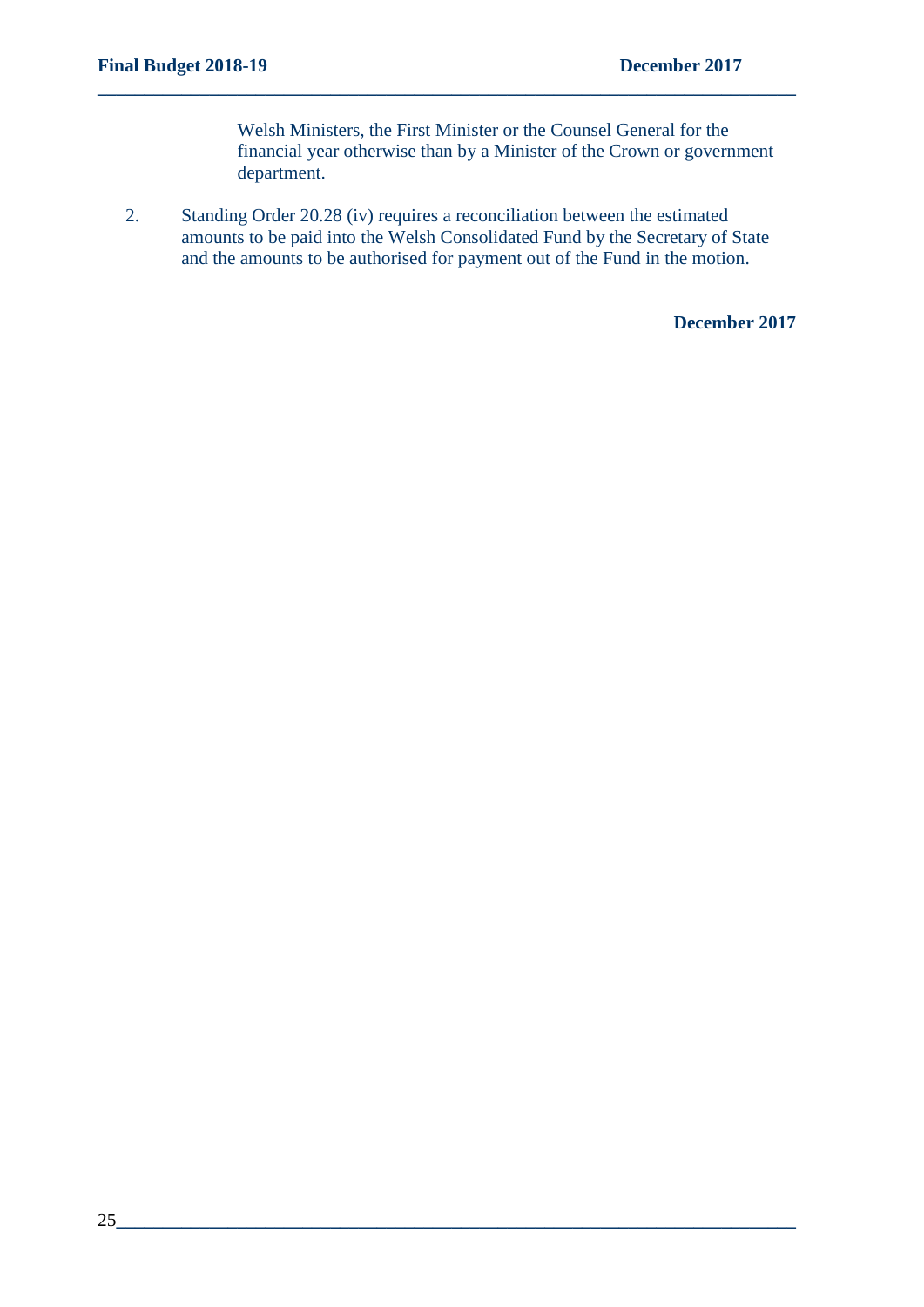Welsh Ministers, the First Minister or the Counsel General for the financial year otherwise than by a Minister of the Crown or government department.

2. Standing Order 20.28 (iv) requires a reconciliation between the estimated amounts to be paid into the Welsh Consolidated Fund by the Secretary of State and the amounts to be authorised for payment out of the Fund in the motion.

**December 2017**